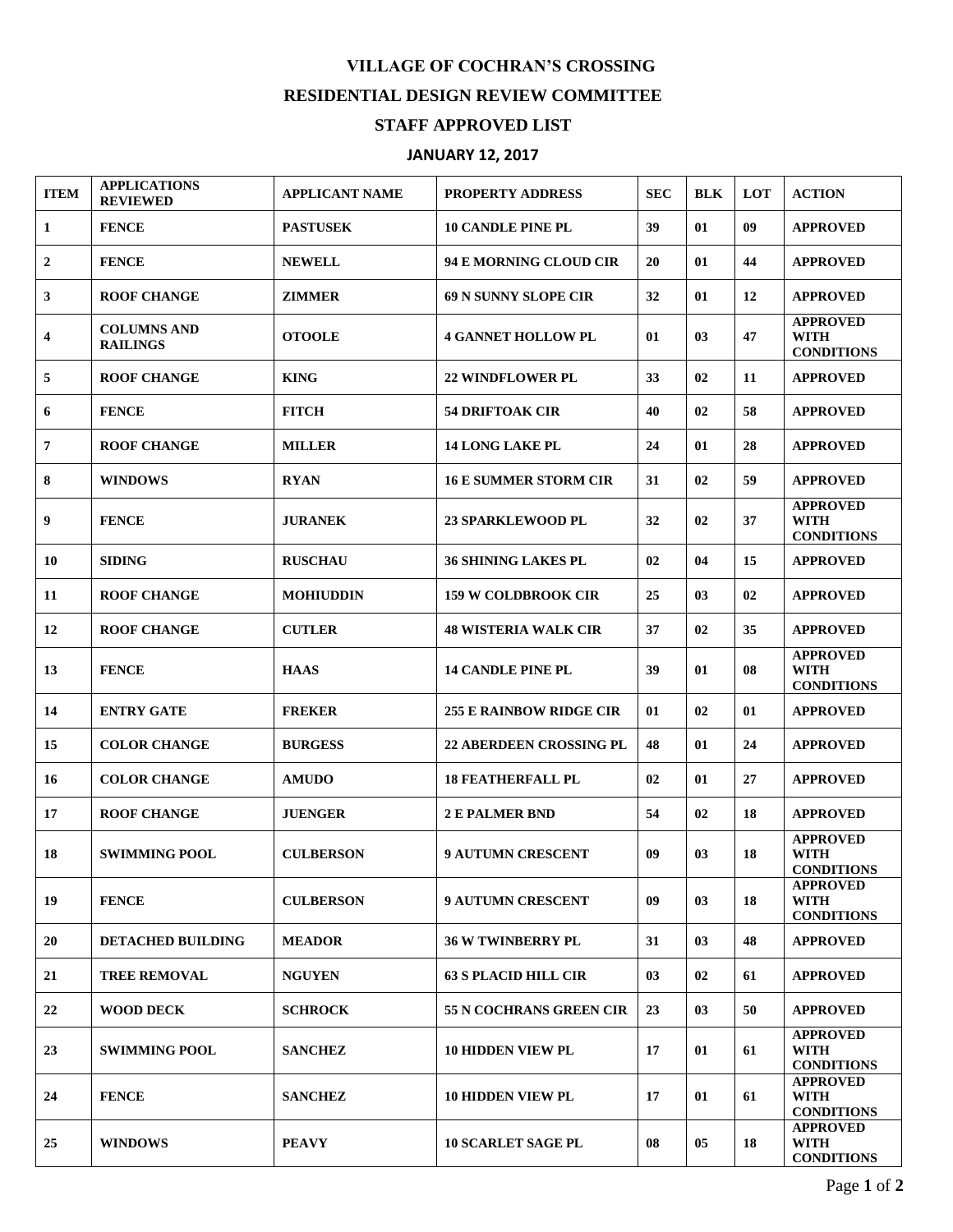# VILLAGE OF COCHRAN'S CROSSING

## RESIDENTIAL DESIGN REVIEW COMMITTEE

## STAFF APPROVED LIST

### JANUARY 12, 2017

| ITEM | APPLICATIONS REVIEWED | APPLICANT NAME | PROPERTY ADDRESS | SEC | BLK | LOT | ACTION |
|---|---|---|---|---|---|---|---|
| 1 | FENCE | PASTUSEK | 10 CANDLE PINE PL | 39 | 01 | 09 | APPROVED |
| 2 | FENCE | NEWELL | 94 E MORNING CLOUD CIR | 20 | 01 | 44 | APPROVED |
| 3 | ROOF CHANGE | ZIMMER | 69 N SUNNY SLOPE CIR | 32 | 01 | 12 | APPROVED |
| 4 | COLUMNS AND RAILINGS | OTOOLE | 4 GANNET HOLLOW PL | 01 | 03 | 47 | APPROVED WITH CONDITIONS |
| 5 | ROOF CHANGE | KING | 22 WINDFLOWER PL | 33 | 02 | 11 | APPROVED |
| 6 | FENCE | FITCH | 54 DRIFTOAK CIR | 40 | 02 | 58 | APPROVED |
| 7 | ROOF CHANGE | MILLER | 14 LONG LAKE PL | 24 | 01 | 28 | APPROVED |
| 8 | WINDOWS | RYAN | 16 E SUMMER STORM CIR | 31 | 02 | 59 | APPROVED |
| 9 | FENCE | JURANEK | 23 SPARKLEWOOD PL | 32 | 02 | 37 | APPROVED WITH CONDITIONS |
| 10 | SIDING | RUSCHAU | 36 SHINING LAKES PL | 02 | 04 | 15 | APPROVED |
| 11 | ROOF CHANGE | MOHIUDDIN | 159 W COLDBROOK CIR | 25 | 03 | 02 | APPROVED |
| 12 | ROOF CHANGE | CUTLER | 48 WISTERIA WALK CIR | 37 | 02 | 35 | APPROVED |
| 13 | FENCE | HAAS | 14 CANDLE PINE PL | 39 | 01 | 08 | APPROVED WITH CONDITIONS |
| 14 | ENTRY GATE | FREKER | 255 E RAINBOW RIDGE CIR | 01 | 02 | 01 | APPROVED |
| 15 | COLOR CHANGE | BURGESS | 22 ABERDEEN CROSSING PL | 48 | 01 | 24 | APPROVED |
| 16 | COLOR CHANGE | AMUDO | 18 FEATHERFALL PL | 02 | 01 | 27 | APPROVED |
| 17 | ROOF CHANGE | JUENGER | 2 E PALMER BND | 54 | 02 | 18 | APPROVED |
| 18 | SWIMMING POOL | CULBERSON | 9 AUTUMN CRESCENT | 09 | 03 | 18 | APPROVED WITH CONDITIONS |
| 19 | FENCE | CULBERSON | 9 AUTUMN CRESCENT | 09 | 03 | 18 | APPROVED WITH CONDITIONS |
| 20 | DETACHED BUILDING | MEADOR | 36 W TWINBERRY PL | 31 | 03 | 48 | APPROVED |
| 21 | TREE REMOVAL | NGUYEN | 63 S PLACID HILL CIR | 03 | 02 | 61 | APPROVED |
| 22 | WOOD DECK | SCHROCK | 55 N COCHRANS GREEN CIR | 23 | 03 | 50 | APPROVED |
| 23 | SWIMMING POOL | SANCHEZ | 10 HIDDEN VIEW PL | 17 | 01 | 61 | APPROVED WITH CONDITIONS |
| 24 | FENCE | SANCHEZ | 10 HIDDEN VIEW PL | 17 | 01 | 61 | APPROVED WITH CONDITIONS |
| 25 | WINDOWS | PEAVY | 10 SCARLET SAGE PL | 08 | 05 | 18 | APPROVED WITH CONDITIONS |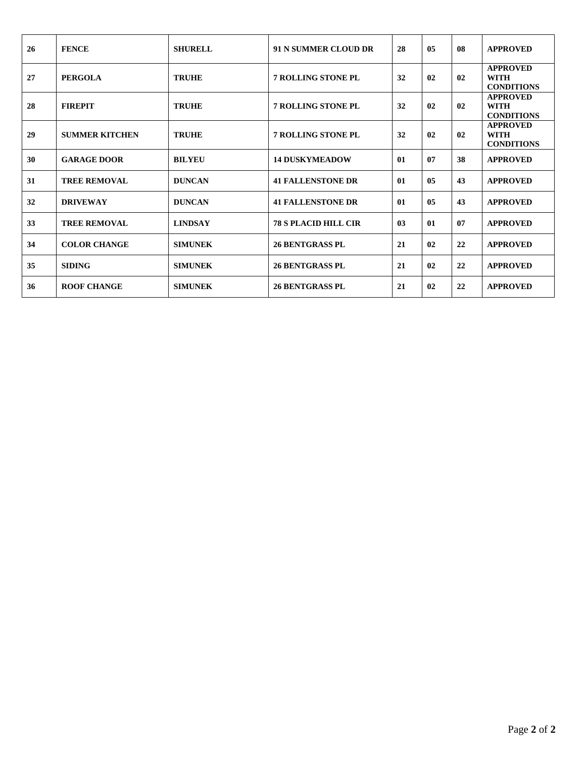| | | | | | | | |
|---|---|---|---|---|---|---|---|
| **26** | **FENCE** | **SHURELL** | **91 N SUMMER CLOUD DR** | **28** | **05** | **08** | **APPROVED** |
| **27** | **PERGOLA** | **TRUHE** | **7 ROLLING STONE PL** | **32** | **02** | **02** | **APPROVED WITH CONDITIONS** |
| **28** | **FIREPIT** | **TRUHE** | **7 ROLLING STONE PL** | **32** | **02** | **02** | **APPROVED WITH CONDITIONS** |
| **29** | **SUMMER KITCHEN** | **TRUHE** | **7 ROLLING STONE PL** | **32** | **02** | **02** | **APPROVED WITH CONDITIONS** |
| **30** | **GARAGE DOOR** | **BILYEU** | **14 DUSKYMEADOW** | **01** | **07** | **38** | **APPROVED** |
| **31** | **TREE REMOVAL** | **DUNCAN** | **41 FALLENSTONE DR** | **01** | **05** | **43** | **APPROVED** |
| **32** | **DRIVEWAY** | **DUNCAN** | **41 FALLENSTONE DR** | **01** | **05** | **43** | **APPROVED** |
| **33** | **TREE REMOVAL** | **LINDSAY** | **78 S PLACID HILL CIR** | **03** | **01** | **07** | **APPROVED** |
| **34** | **COLOR CHANGE** | **SIMUNEK** | **26 BENTGRASS PL** | **21** | **02** | **22** | **APPROVED** |
| **35** | **SIDING** | **SIMUNEK** | **26 BENTGRASS PL** | **21** | **02** | **22** | **APPROVED** |
| **36** | **ROOF CHANGE** | **SIMUNEK** | **26 BENTGRASS PL** | **21** | **02** | **22** | **APPROVED** |